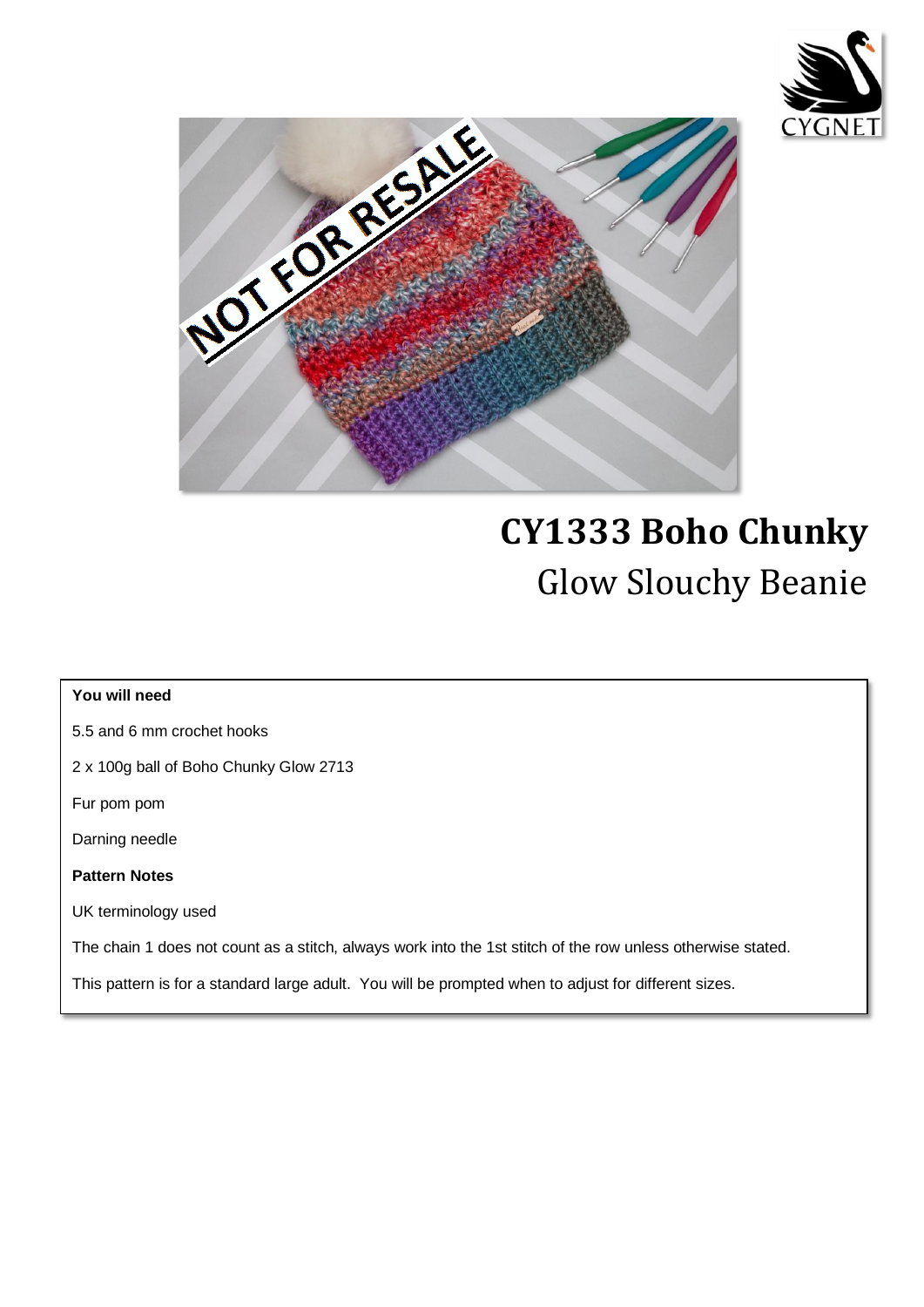# CY1333 Boho Chunky

## Glow Slouchy Beanie

**You will need**

5.5 and 6 mm crochet hooks

2 x 100g ball of Boho Chunky Glow 2713

Fur pom pom

Darning needle

**Pattern Notes**

UK terminology used

The chain 1 does not count as a stitch, always work into the 1st stitch of the row unless otherwise stated.

This pattern is for a standard large adult. You will be prompted when to adjust for different sizes.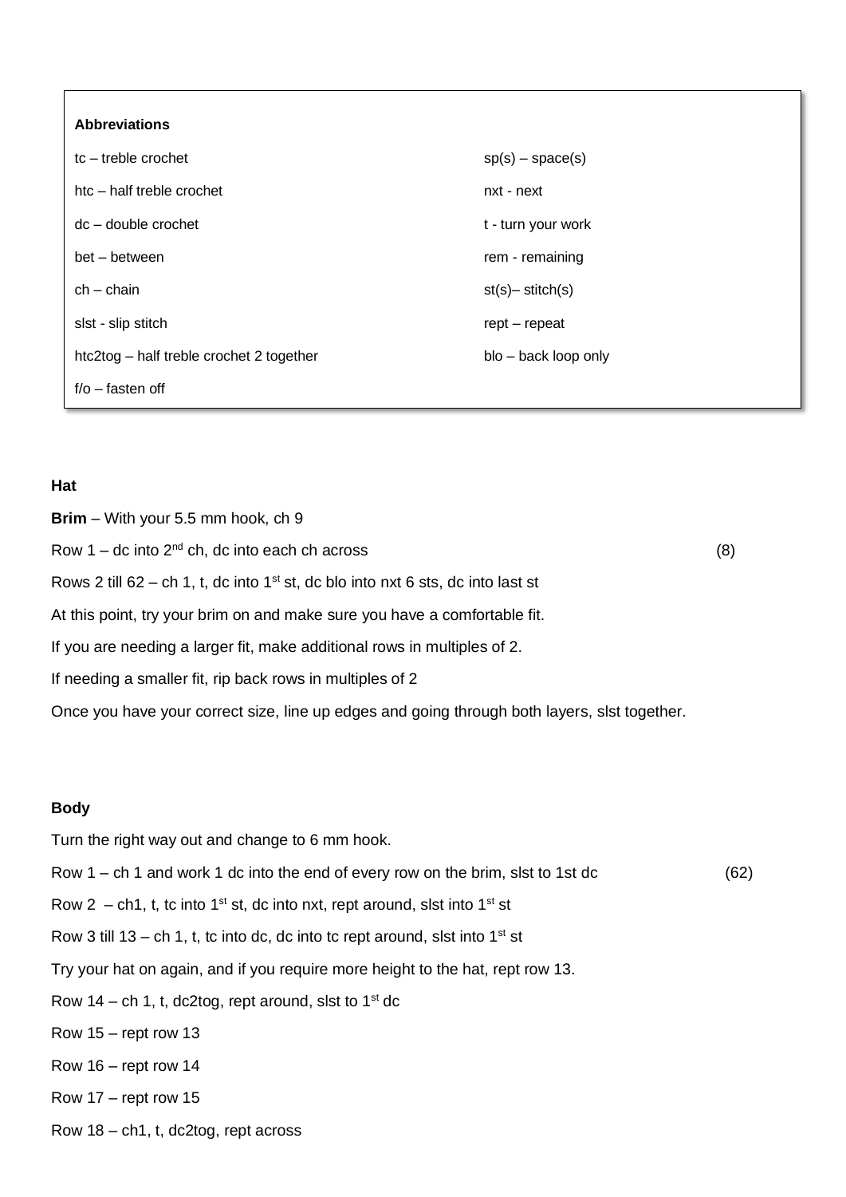**Abbreviations**

| | |
|---|---|
| tc – treble crochet | sp(s) – space(s) |
| htc – half treble crochet | nxt - next |
| dc – double crochet | t - turn your work |
| bet – between | rem - remaining |
| ch – chain | st(s)– stitch(s) |
| slst - slip stitch | rept – repeat |
| htc2tog – half treble crochet 2 together | blo – back loop only |
| f/o – fasten off | |

**Hat**

**Brim** – With your 5.5 mm hook, ch 9

Row 1 – dc into 2nd ch, dc into each ch across (8)

Rows 2 till 62 – ch 1, t, dc into 1st st, dc blo into nxt 6 sts, dc into last st

At this point, try your brim on and make sure you have a comfortable fit.

If you are needing a larger fit, make additional rows in multiples of 2.

If needing a smaller fit, rip back rows in multiples of 2

Once you have your correct size, line up edges and going through both layers, slst together.

**Body**

Turn the right way out and change to 6 mm hook.

Row 1 – ch 1 and work 1 dc into the end of every row on the brim, slst to 1st dc (62)

Row 2 – ch1, t, tc into 1st st, dc into nxt, rept around, slst into 1st st

Row 3 till 13 – ch 1, t, tc into dc, dc into tc rept around, slst into 1st st

Try your hat on again, and if you require more height to the hat, rept row 13.

Row 14 – ch 1, t, dc2tog, rept around, slst to 1st dc

Row 15 – rept row 13

Row 16 – rept row 14

Row 17 – rept row 15

Row 18 – ch1, t, dc2tog, rept across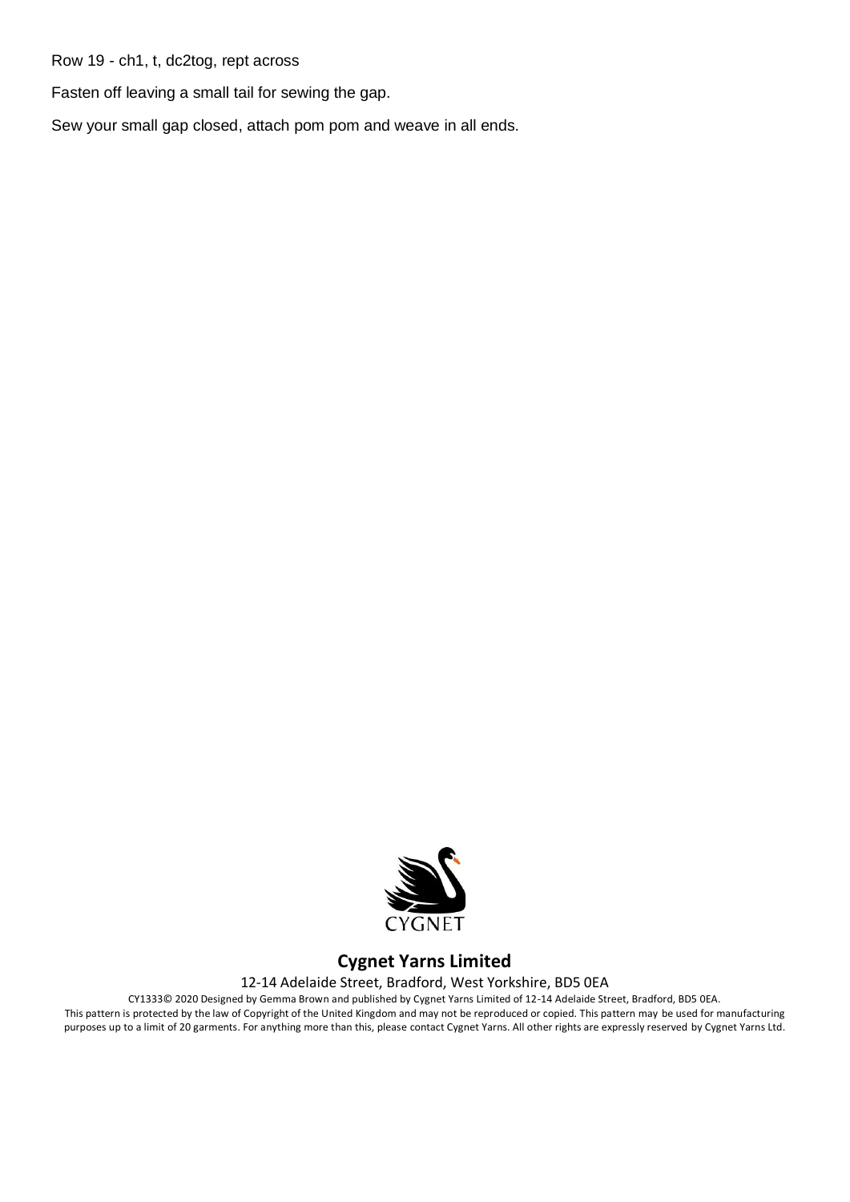Row 19 - ch1, t, dc2tog, rept across

Fasten off leaving a small tail for sewing the gap.

Sew your small gap closed, attach pom pom and weave in all ends.

CYGNET

**Cygnet Yarns Limited**

12-14 Adelaide Street, Bradford, West Yorkshire, BD5 0EA

CY1333© 2020 Designed by Gemma Brown and published by Cygnet Yarns Limited of 12-14 Adelaide Street, Bradford, BD5 0EA.
This pattern is protected by the law of Copyright of the United Kingdom and may not be reproduced or copied. This pattern may be used for manufacturing purposes up to a limit of 20 garments. For anything more than this, please contact Cygnet Yarns. All other rights are expressly reserved by Cygnet Yarns Ltd.